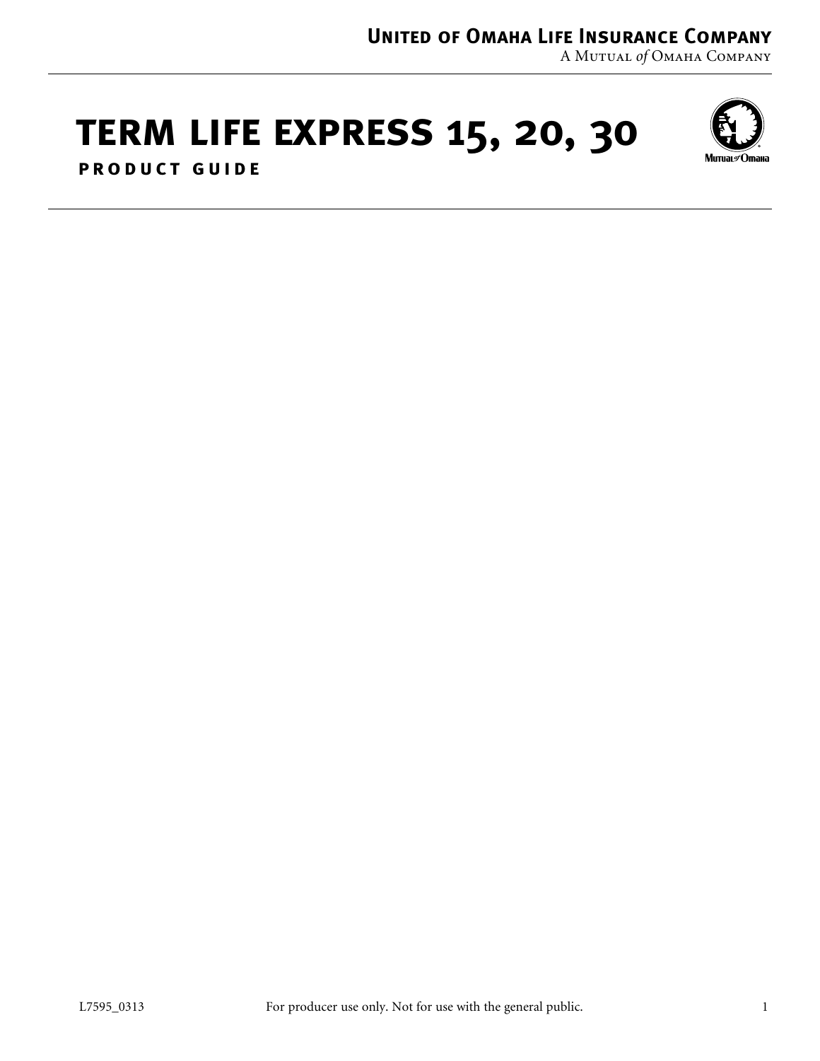**United of Omaha Life Insurance Company**
A Mutual *of* Omaha Company

# TERM LIFE EXPRESS 15, 20, 30

## PRODUCT GUIDE

L7595_0313 For producer use only. Not for use with the general public.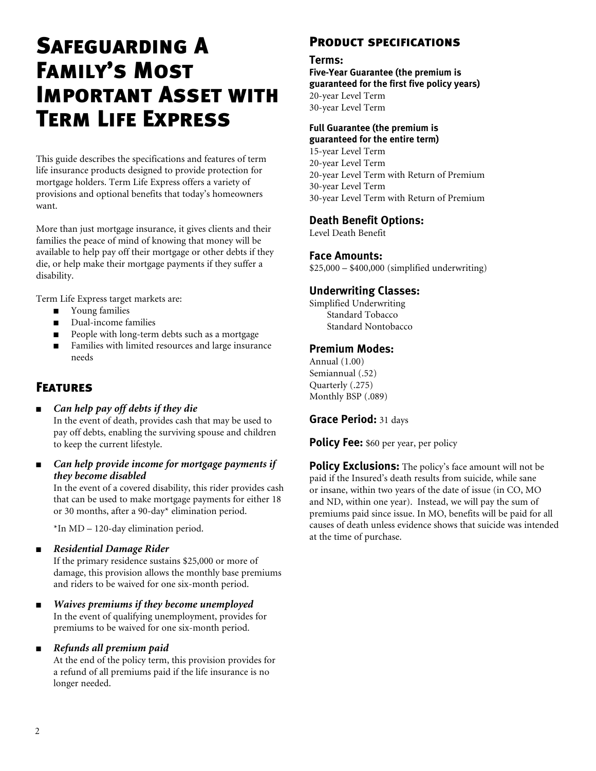# Safeguarding A Family's Most Important Asset with Term Life Express

This guide describes the specifications and features of term life insurance products designed to provide protection for mortgage holders. Term Life Express offers a variety of provisions and optional benefits that today's homeowners want.

More than just mortgage insurance, it gives clients and their families the peace of mind of knowing that money will be available to help pay off their mortgage or other debts if they die, or help make their mortgage payments if they suffer a disability.

Term Life Express target markets are:

- Young families
- Dual-income families
- People with long-term debts such as a mortgage
- Families with limited resources and large insurance needs

## Features

- ***Can help pay off debts if they die***
  In the event of death, provides cash that may be used to pay off debts, enabling the surviving spouse and children to keep the current lifestyle.

- ***Can help provide income for mortgage payments if they become disabled***
  In the event of a covered disability, this rider provides cash that can be used to make mortgage payments for either 18 or 30 months, after a 90-day* elimination period.

  *In MD – 120-day elimination period.

- ***Residential Damage Rider***
  If the primary residence sustains $25,000 or more of damage, this provision allows the monthly base premiums and riders to be waived for one six-month period.

- ***Waives premiums if they become unemployed***
  In the event of qualifying unemployment, provides for premiums to be waived for one six-month period.

- ***Refunds all premium paid***
  At the end of the policy term, this provision provides for a refund of all premiums paid if the life insurance is no longer needed.

## Product specifications

### Terms:

**Five-Year Guarantee (the premium is guaranteed for the first five policy years)**
20-year Level Term
30-year Level Term

**Full Guarantee (the premium is guaranteed for the entire term)**
15-year Level Term
20-year Level Term
20-year Level Term with Return of Premium
30-year Level Term
30-year Level Term with Return of Premium

### Death Benefit Options:

Level Death Benefit

### Face Amounts:

$25,000 – $400,000 (simplified underwriting)

### Underwriting Classes:

Simplified Underwriting
- Standard Tobacco
- Standard Nontobacco

### Premium Modes:

Annual (1.00)
Semiannual (.52)
Quarterly (.275)
Monthly BSP (.089)

**Grace Period:** 31 days

**Policy Fee:** $60 per year, per policy

**Policy Exclusions:** The policy's face amount will not be paid if the Insured's death results from suicide, while sane or insane, within two years of the date of issue (in CO, MO and ND, within one year). Instead, we will pay the sum of premiums paid since issue. In MO, benefits will be paid for all causes of death unless evidence shows that suicide was intended at the time of purchase.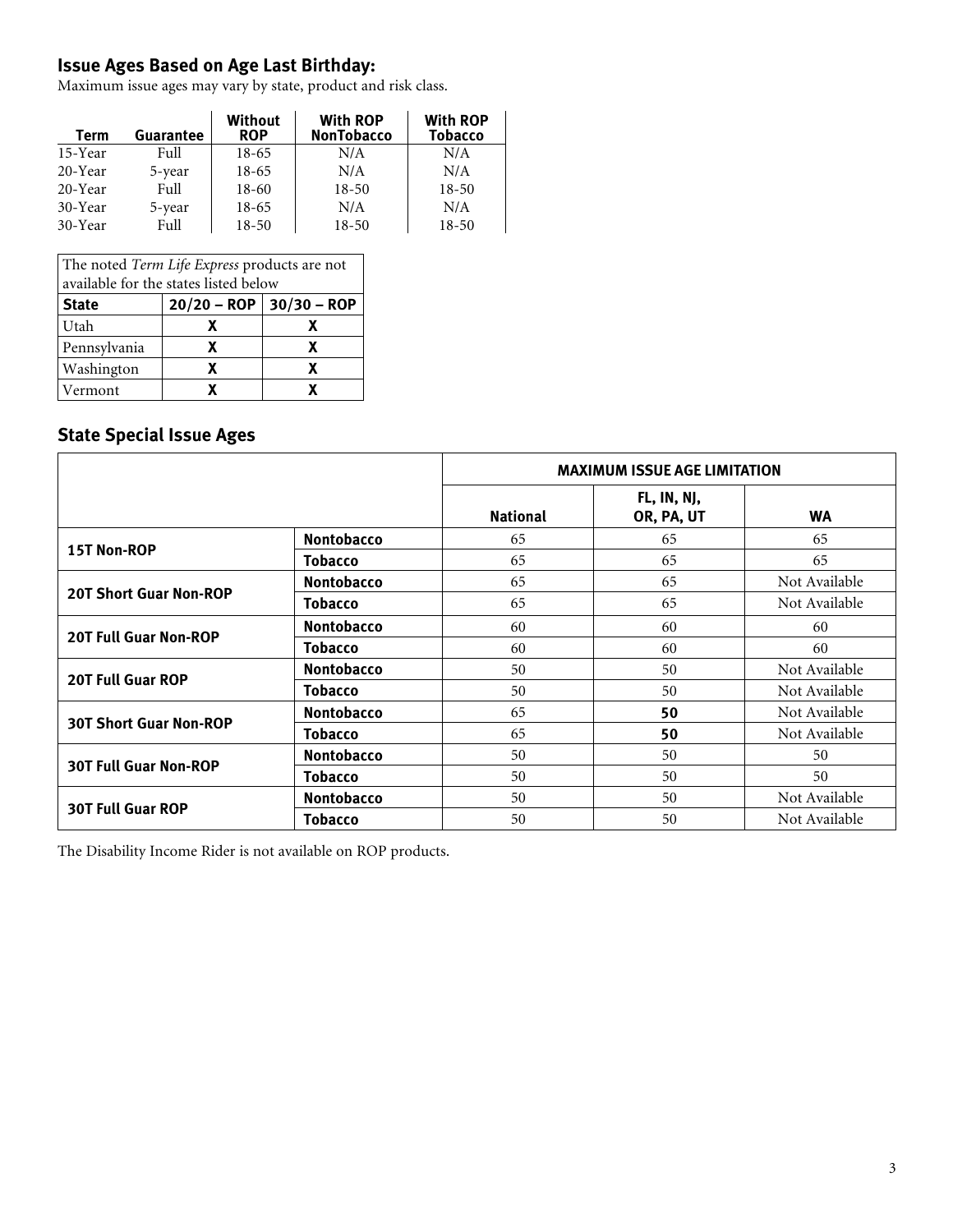## Issue Ages Based on Age Last Birthday:

Maximum issue ages may vary by state, product and risk class.

| Term | Guarantee | Without ROP | With ROP NonTobacco | With ROP Tobacco |
|---|---|---|---|---|
| 15-Year | Full | 18-65 | N/A | N/A |
| 20-Year | 5-year | 18-65 | N/A | N/A |
| 20-Year | Full | 18-60 | 18-50 | 18-50 |
| 30-Year | 5-year | 18-65 | N/A | N/A |
| 30-Year | Full | 18-50 | 18-50 | 18-50 |

| The noted *Term Life Express* products are not available for the states listed below | | |
|---|---|---|
| **State** | **20/20 – ROP** | **30/30 – ROP** |
| Utah | **X** | **X** |
| Pennsylvania | **X** | **X** |
| Washington | **X** | **X** |
| Vermont | **X** | **X** |

## State Special Issue Ages

| | | **MAXIMUM ISSUE AGE LIMITATION** | | |
|---|---|---|---|---|
| | | **National** | **FL, IN, NJ, OR, PA, UT** | **WA** |
| **15T Non-ROP** | **Nontobacco** | 65 | 65 | 65 |
| | **Tobacco** | 65 | 65 | 65 |
| **20T Short Guar Non-ROP** | **Nontobacco** | 65 | 65 | Not Available |
| | **Tobacco** | 65 | 65 | Not Available |
| **20T Full Guar Non-ROP** | **Nontobacco** | 60 | 60 | 60 |
| | **Tobacco** | 60 | 60 | 60 |
| **20T Full Guar ROP** | **Nontobacco** | 50 | 50 | Not Available |
| | **Tobacco** | 50 | 50 | Not Available |
| **30T Short Guar Non-ROP** | **Nontobacco** | 65 | **50** | Not Available |
| | **Tobacco** | 65 | **50** | Not Available |
| **30T Full Guar Non-ROP** | **Nontobacco** | 50 | 50 | 50 |
| | **Tobacco** | 50 | 50 | 50 |
| **30T Full Guar ROP** | **Nontobacco** | 50 | 50 | Not Available |
| | **Tobacco** | 50 | 50 | Not Available |

The Disability Income Rider is not available on ROP products.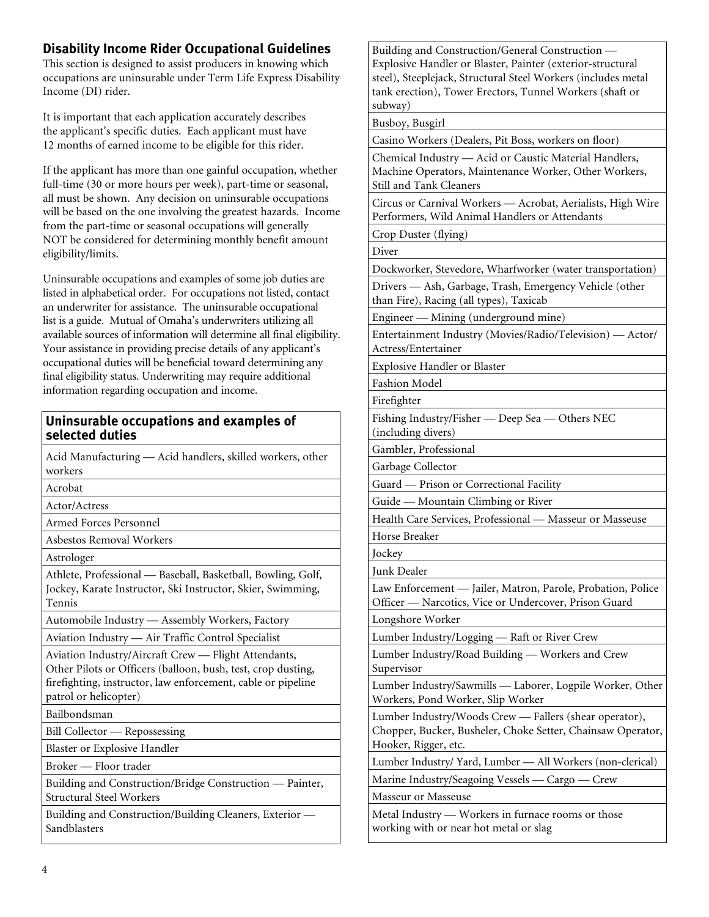## Disability Income Rider Occupational Guidelines

This section is designed to assist producers in knowing which occupations are uninsurable under Term Life Express Disability Income (DI) rider.

It is important that each application accurately describes the applicant's specific duties. Each applicant must have 12 months of earned income to be eligible for this rider.

If the applicant has more than one gainful occupation, whether full-time (30 or more hours per week), part-time or seasonal, all must be shown. Any decision on uninsurable occupations will be based on the one involving the greatest hazards. Income from the part-time or seasonal occupations will generally NOT be considered for determining monthly benefit amount eligibility/limits.

Uninsurable occupations and examples of some job duties are listed in alphabetical order. For occupations not listed, contact an underwriter for assistance. The uninsurable occupational list is a guide. Mutual of Omaha's underwriters utilizing all available sources of information will determine all final eligibility. Your assistance in providing precise details of any applicant's occupational duties will be beneficial toward determining any final eligibility status. Underwriting may require additional information regarding occupation and income.

| Uninsurable occupations and examples of selected duties |
|---|
| Acid Manufacturing — Acid handlers, skilled workers, other workers |
| Acrobat |
| Actor/Actress |
| Armed Forces Personnel |
| Asbestos Removal Workers |
| Astrologer |
| Athlete, Professional — Baseball, Basketball, Bowling, Golf, Jockey, Karate Instructor, Ski Instructor, Skier, Swimming, Tennis |
| Automobile Industry — Assembly Workers, Factory |
| Aviation Industry — Air Traffic Control Specialist |
| Aviation Industry/Aircraft Crew — Flight Attendants, Other Pilots or Officers (balloon, bush, test, crop dusting, firefighting, instructor, law enforcement, cable or pipeline patrol or helicopter) |
| Bailbondsman |
| Bill Collector — Repossessing |
| Blaster or Explosive Handler |
| Broker — Floor trader |
| Building and Construction/Bridge Construction — Painter, Structural Steel Workers |
| Building and Construction/Building Cleaners, Exterior — Sandblasters |
| Building and Construction/General Construction — Explosive Handler or Blaster, Painter (exterior-structural steel), Steeplejack, Structural Steel Workers (includes metal tank erection), Tower Erectors, Tunnel Workers (shaft or subway) |
| Busboy, Busgirl |
| Casino Workers (Dealers, Pit Boss, workers on floor) |
| Chemical Industry — Acid or Caustic Material Handlers, Machine Operators, Maintenance Worker, Other Workers, Still and Tank Cleaners |
| Circus or Carnival Workers — Acrobat, Aerialists, High Wire Performers, Wild Animal Handlers or Attendants |
| Crop Duster (flying) |
| Diver |
| Dockworker, Stevedore, Wharfworker (water transportation) |
| Drivers — Ash, Garbage, Trash, Emergency Vehicle (other than Fire), Racing (all types), Taxicab |
| Engineer — Mining (underground mine) |
| Entertainment Industry (Movies/Radio/Television) — Actor/Actress/Entertainer |
| Explosive Handler or Blaster |
| Fashion Model |
| Firefighter |
| Fishing Industry/Fisher — Deep Sea — Others NEC (including divers) |
| Gambler, Professional |
| Garbage Collector |
| Guard — Prison or Correctional Facility |
| Guide — Mountain Climbing or River |
| Health Care Services, Professional — Masseur or Masseuse |
| Horse Breaker |
| Jockey |
| Junk Dealer |
| Law Enforcement — Jailer, Matron, Parole, Probation, Police Officer — Narcotics, Vice or Undercover, Prison Guard |
| Longshore Worker |
| Lumber Industry/Logging — Raft or River Crew |
| Lumber Industry/Road Building — Workers and Crew Supervisor |
| Lumber Industry/Sawmills — Laborer, Logpile Worker, Other Workers, Pond Worker, Slip Worker |
| Lumber Industry/Woods Crew — Fallers (shear operator), Chopper, Bucker, Busheler, Choke Setter, Chainsaw Operator, Hooker, Rigger, etc. |
| Lumber Industry/ Yard, Lumber — All Workers (non-clerical) |
| Marine Industry/Seagoing Vessels — Cargo — Crew |
| Masseur or Masseuse |
| Metal Industry — Workers in furnace rooms or those working with or near hot metal or slag |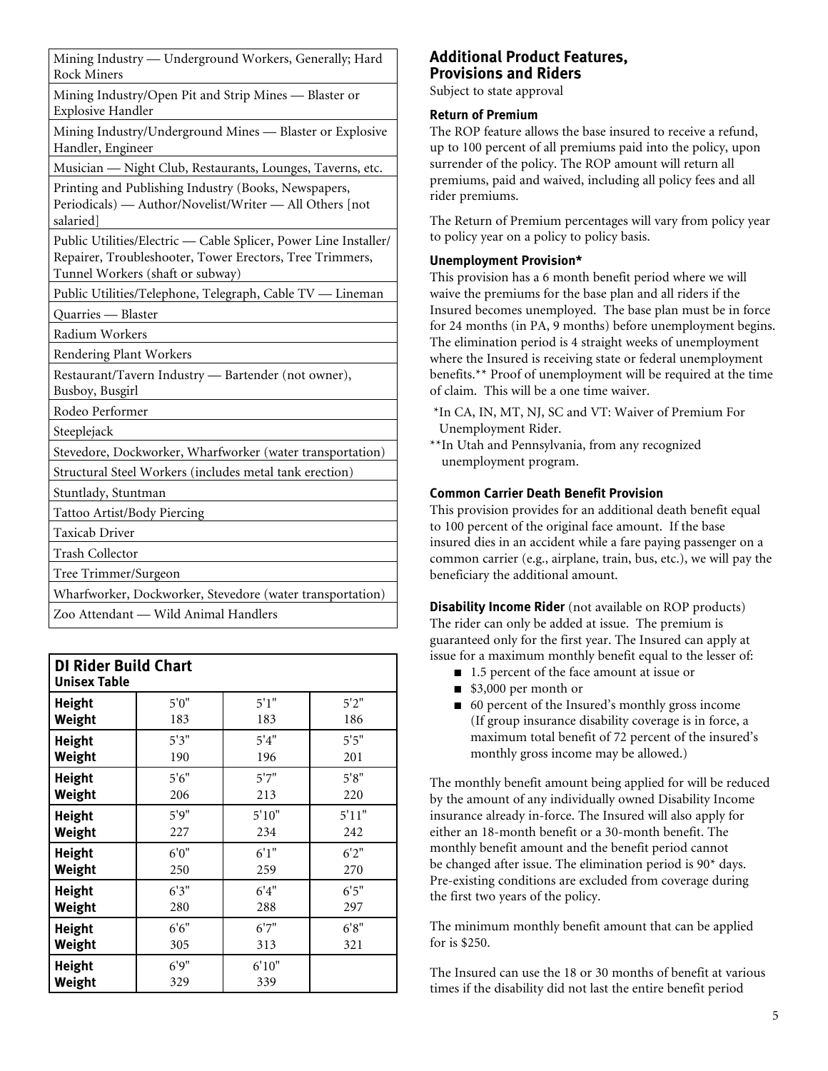| |
|---|
| Mining Industry — Underground Workers, Generally; Hard Rock Miners |
| Mining Industry/Open Pit and Strip Mines — Blaster or Explosive Handler |
| Mining Industry/Underground Mines — Blaster or Explosive Handler, Engineer |
| Musician — Night Club, Restaurants, Lounges, Taverns, etc. |
| Printing and Publishing Industry (Books, Newspapers, Periodicals) — Author/Novelist/Writer — All Others [not salaried] |
| Public Utilities/Electric — Cable Splicer, Power Line Installer/Repairer, Troubleshooter, Tower Erectors, Tree Trimmers, Tunnel Workers (shaft or subway) |
| Public Utilities/Telephone, Telegraph, Cable TV — Lineman |
| Quarries — Blaster |
| Radium Workers |
| Rendering Plant Workers |
| Restaurant/Tavern Industry — Bartender (not owner), Busboy, Busgirl |
| Rodeo Performer |
| Steeplejack |
| Stevedore, Dockworker, Wharfworker (water transportation) |
| Structural Steel Workers (includes metal tank erection) |
| Stuntlady, Stuntman |
| Tattoo Artist/Body Piercing |
| Taxicab Driver |
| Trash Collector |
| Tree Trimmer/Surgeon |
| Wharfworker, Dockworker, Stevedore (water transportation) |
| Zoo Attendant — Wild Animal Handlers |

**DI Rider Build Chart**
**Unisex Table**

| | | | |
|---|---|---|---|
| **Height** | 5'0" | 5'1" | 5'2" |
| **Weight** | 183 | 183 | 186 |
| **Height** | 5'3" | 5'4" | 5'5" |
| **Weight** | 190 | 196 | 201 |
| **Height** | 5'6" | 5'7" | 5'8" |
| **Weight** | 206 | 213 | 220 |
| **Height** | 5'9" | 5'10" | 5'11" |
| **Weight** | 227 | 234 | 242 |
| **Height** | 6'0" | 6'1" | 6'2" |
| **Weight** | 250 | 259 | 270 |
| **Height** | 6'3" | 6'4" | 6'5" |
| **Weight** | 280 | 288 | 297 |
| **Height** | 6'6" | 6'7" | 6'8" |
| **Weight** | 305 | 313 | 321 |
| **Height** | 6'9" | 6'10" | |
| **Weight** | 329 | 339 | |

## Additional Product Features, Provisions and Riders

Subject to state approval

### Return of Premium

The ROP feature allows the base insured to receive a refund, up to 100 percent of all premiums paid into the policy, upon surrender of the policy. The ROP amount will return all premiums, paid and waived, including all policy fees and all rider premiums.

The Return of Premium percentages will vary from policy year to policy year on a policy to policy basis.

### Unemployment Provision*

This provision has a 6 month benefit period where we will waive the premiums for the base plan and all riders if the Insured becomes unemployed. The base plan must be in force for 24 months (in PA, 9 months) before unemployment begins. The elimination period is 4 straight weeks of unemployment where the Insured is receiving state or federal unemployment benefits.** Proof of unemployment will be required at the time of claim. This will be a one time waiver.

*In CA, IN, MT, NJ, SC and VT: Waiver of Premium For Unemployment Rider.

**In Utah and Pennsylvania, from any recognized unemployment program.

### Common Carrier Death Benefit Provision

This provision provides for an additional death benefit equal to 100 percent of the original face amount. If the base insured dies in an accident while a fare paying passenger on a common carrier (e.g., airplane, train, bus, etc.), we will pay the beneficiary the additional amount.

**Disability Income Rider** (not available on ROP products)
The rider can only be added at issue. The premium is guaranteed only for the first year. The Insured can apply at issue for a maximum monthly benefit equal to the lesser of:

- 1.5 percent of the face amount at issue or
- $3,000 per month or
- 60 percent of the Insured's monthly gross income (If group insurance disability coverage is in force, a maximum total benefit of 72 percent of the insured's monthly gross income may be allowed.)

The monthly benefit amount being applied for will be reduced by the amount of any individually owned Disability Income insurance already in-force. The Insured will also apply for either an 18-month benefit or a 30-month benefit. The monthly benefit amount and the benefit period cannot be changed after issue. The elimination period is 90* days. Pre-existing conditions are excluded from coverage during the first two years of the policy.

The minimum monthly benefit amount that can be applied for is $250.

The Insured can use the 18 or 30 months of benefit at various times if the disability did not last the entire benefit period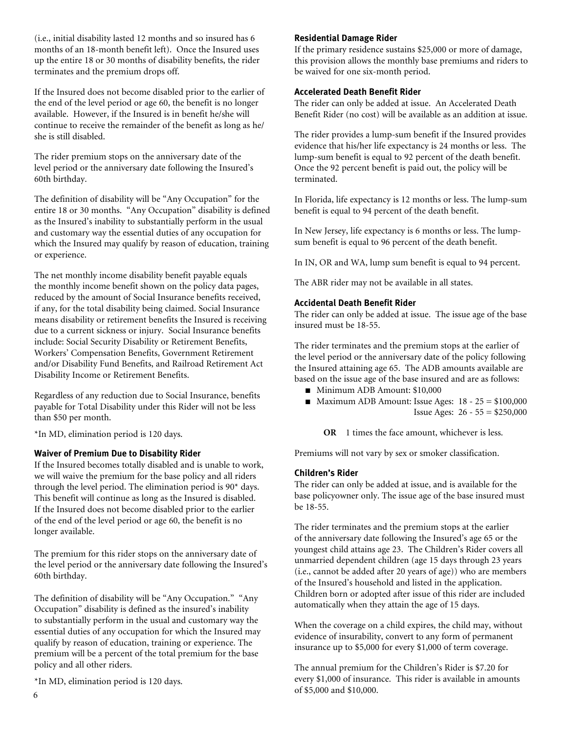(i.e., initial disability lasted 12 months and so insured has 6 months of an 18-month benefit left). Once the Insured uses up the entire 18 or 30 months of disability benefits, the rider terminates and the premium drops off.

If the Insured does not become disabled prior to the earlier of the end of the level period or age 60, the benefit is no longer available. However, if the Insured is in benefit he/she will continue to receive the remainder of the benefit as long as he/she is still disabled.

The rider premium stops on the anniversary date of the level period or the anniversary date following the Insured's 60th birthday.

The definition of disability will be "Any Occupation" for the entire 18 or 30 months. "Any Occupation" disability is defined as the Insured's inability to substantially perform in the usual and customary way the essential duties of any occupation for which the Insured may qualify by reason of education, training or experience.

The net monthly income disability benefit payable equals the monthly income benefit shown on the policy data pages, reduced by the amount of Social Insurance benefits received, if any, for the total disability being claimed. Social Insurance means disability or retirement benefits the Insured is receiving due to a current sickness or injury. Social Insurance benefits include: Social Security Disability or Retirement Benefits, Workers' Compensation Benefits, Government Retirement and/or Disability Fund Benefits, and Railroad Retirement Act Disability Income or Retirement Benefits.

Regardless of any reduction due to Social Insurance, benefits payable for Total Disability under this Rider will not be less than $50 per month.

*In MD, elimination period is 120 days.

### Waiver of Premium Due to Disability Rider

If the Insured becomes totally disabled and is unable to work, we will waive the premium for the base policy and all riders through the level period. The elimination period is 90* days. This benefit will continue as long as the Insured is disabled. If the Insured does not become disabled prior to the earlier of the end of the level period or age 60, the benefit is no longer available.

The premium for this rider stops on the anniversary date of the level period or the anniversary date following the Insured's 60th birthday.

The definition of disability will be "Any Occupation." "Any Occupation" disability is defined as the insured's inability to substantially perform in the usual and customary way the essential duties of any occupation for which the Insured may qualify by reason of education, training or experience. The premium will be a percent of the total premium for the base policy and all other riders.

*In MD, elimination period is 120 days.

### Residential Damage Rider

If the primary residence sustains $25,000 or more of damage, this provision allows the monthly base premiums and riders to be waived for one six-month period.

### Accelerated Death Benefit Rider

The rider can only be added at issue. An Accelerated Death Benefit Rider (no cost) will be available as an addition at issue.

The rider provides a lump-sum benefit if the Insured provides evidence that his/her life expectancy is 24 months or less. The lump-sum benefit is equal to 92 percent of the death benefit. Once the 92 percent benefit is paid out, the policy will be terminated.

In Florida, life expectancy is 12 months or less. The lump-sum benefit is equal to 94 percent of the death benefit.

In New Jersey, life expectancy is 6 months or less. The lump-sum benefit is equal to 96 percent of the death benefit.

In IN, OR and WA, lump sum benefit is equal to 94 percent.

The ABR rider may not be available in all states.

### Accidental Death Benefit Rider

The rider can only be added at issue. The issue age of the base insured must be 18-55.

The rider terminates and the premium stops at the earlier of the level period or the anniversary date of the policy following the Insured attaining age 65. The ADB amounts available are based on the issue age of the base insured and are as follows:

- Minimum ADB Amount: $10,000
- Maximum ADB Amount: Issue Ages: 18 - 25 = $100,000
  Issue Ages: 26 - 55 = $250,000

  **OR** 1 times the face amount, whichever is less.

Premiums will not vary by sex or smoker classification.

### Children's Rider

The rider can only be added at issue, and is available for the base policyowner only. The issue age of the base insured must be 18-55.

The rider terminates and the premium stops at the earlier of the anniversary date following the Insured's age 65 or the youngest child attains age 23. The Children's Rider covers all unmarried dependent children (age 15 days through 23 years (i.e., cannot be added after 20 years of age)) who are members of the Insured's household and listed in the application. Children born or adopted after issue of this rider are included automatically when they attain the age of 15 days.

When the coverage on a child expires, the child may, without evidence of insurability, convert to any form of permanent insurance up to $5,000 for every $1,000 of term coverage.

The annual premium for the Children's Rider is $7.20 for every $1,000 of insurance. This rider is available in amounts of $5,000 and $10,000.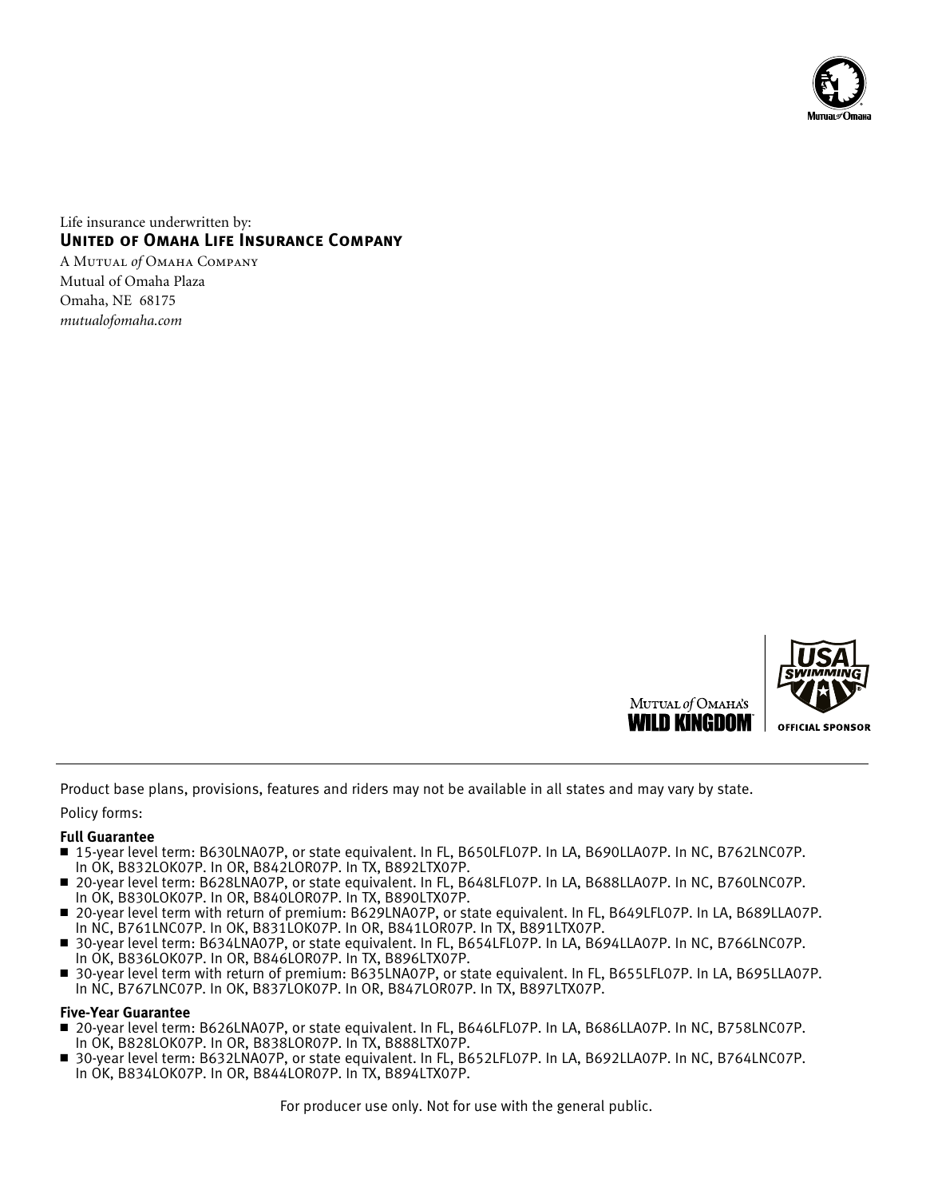Life insurance underwritten by:

**United of Omaha Life Insurance Company**

A Mutual *of* Omaha Company
Mutual of Omaha Plaza
Omaha, NE 68175
*mutualofomaha.com*

Mutual *of* Omaha's
WILD KINGDOM

OFFICIAL SPONSOR

Product base plans, provisions, features and riders may not be available in all states and may vary by state.

Policy forms:

**Full Guarantee**

- 15-year level term: B630LNA07P, or state equivalent. In FL, B650LFL07P. In LA, B690LLA07P. In NC, B762LNC07P. In OK, B832LOK07P. In OR, B842LOR07P. In TX, B892LTX07P.
- 20-year level term: B628LNA07P, or state equivalent. In FL, B648LFL07P. In LA, B688LLA07P. In NC, B760LNC07P. In OK, B830LOK07P. In OR, B840LOR07P. In TX, B890LTX07P.
- 20-year level term with return of premium: B629LNA07P, or state equivalent. In FL, B649LFL07P. In LA, B689LLA07P. In NC, B761LNC07P. In OK, B831LOK07P. In OR, B841LOR07P. In TX, B891LTX07P.
- 30-year level term: B634LNA07P, or state equivalent. In FL, B654LFL07P. In LA, B694LLA07P. In NC, B766LNC07P. In OK, B836LOK07P. In OR, B846LOR07P. In TX, B896LTX07P.
- 30-year level term with return of premium: B635LNA07P, or state equivalent. In FL, B655LFL07P. In LA, B695LLA07P. In NC, B767LNC07P. In OK, B837LOK07P. In OR, B847LOR07P. In TX, B897LTX07P.

**Five-Year Guarantee**

- 20-year level term: B626LNA07P, or state equivalent. In FL, B646LFL07P. In LA, B686LLA07P. In NC, B758LNC07P. In OK, B828LOK07P. In OR, B838LOR07P. In TX, B888LTX07P.
- 30-year level term: B632LNA07P, or state equivalent. In FL, B652LFL07P. In LA, B692LLA07P. In NC, B764LNC07P. In OK, B834LOK07P. In OR, B844LOR07P. In TX, B894LTX07P.

For producer use only. Not for use with the general public.